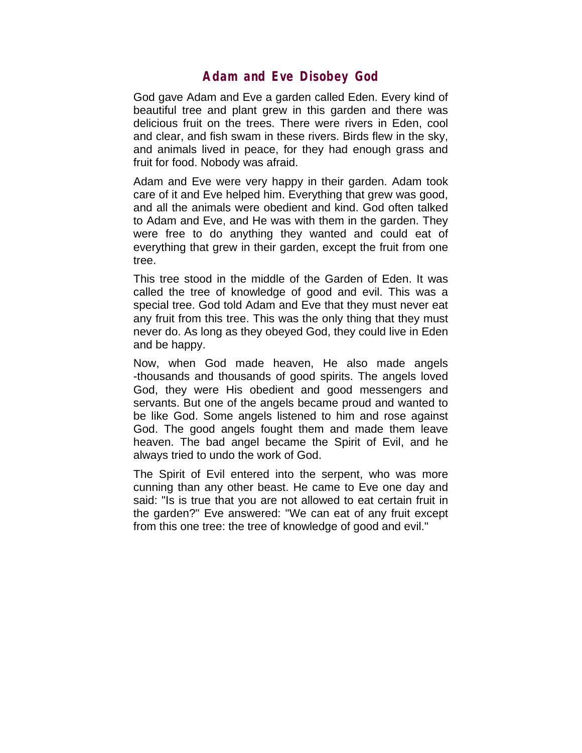# Adam and Eve Disobey God

God gave Adam and Eve a garden called Eden. Every kind of beautiful tree and plant grew in this garden and there was delicious fruit on the trees. There were rivers in Eden, cool and clear, and fish swam in these rivers. Birds flew in the sky, and animals lived in peace, for they had enough grass and fruit for food. Nobody was afraid.

Adam and Eve were very happy in their garden. Adam took care of it and Eve helped him. Everything that grew was good, and all the animals were obedient and kind. God often talked to Adam and Eve, and He was with them in the garden. They were free to do anything they wanted and could eat of everything that grew in their garden, except the fruit from one tree.

This tree stood in the middle of the Garden of Eden. It was called the tree of knowledge of good and evil. This was a special tree. God told Adam and Eve that they must never eat any fruit from this tree. This was the only thing that they must never do. As long as they obeyed God, they could live in Eden and be happy.

Now, when God made heaven, He also made angels -thousands and thousands of good spirits. The angels loved God, they were His obedient and good messengers and servants. But one of the angels became proud and wanted to be like God. Some angels listened to him and rose against God. The good angels fought them and made them leave heaven. The bad angel became the Spirit of Evil, and he always tried to undo the work of God.

The Spirit of Evil entered into the serpent, who was more cunning than any other beast. He came to Eve one day and said: "Is is true that you are not allowed to eat certain fruit in the garden?" Eve answered: "We can eat of any fruit except from this one tree: the tree of knowledge of good and evil."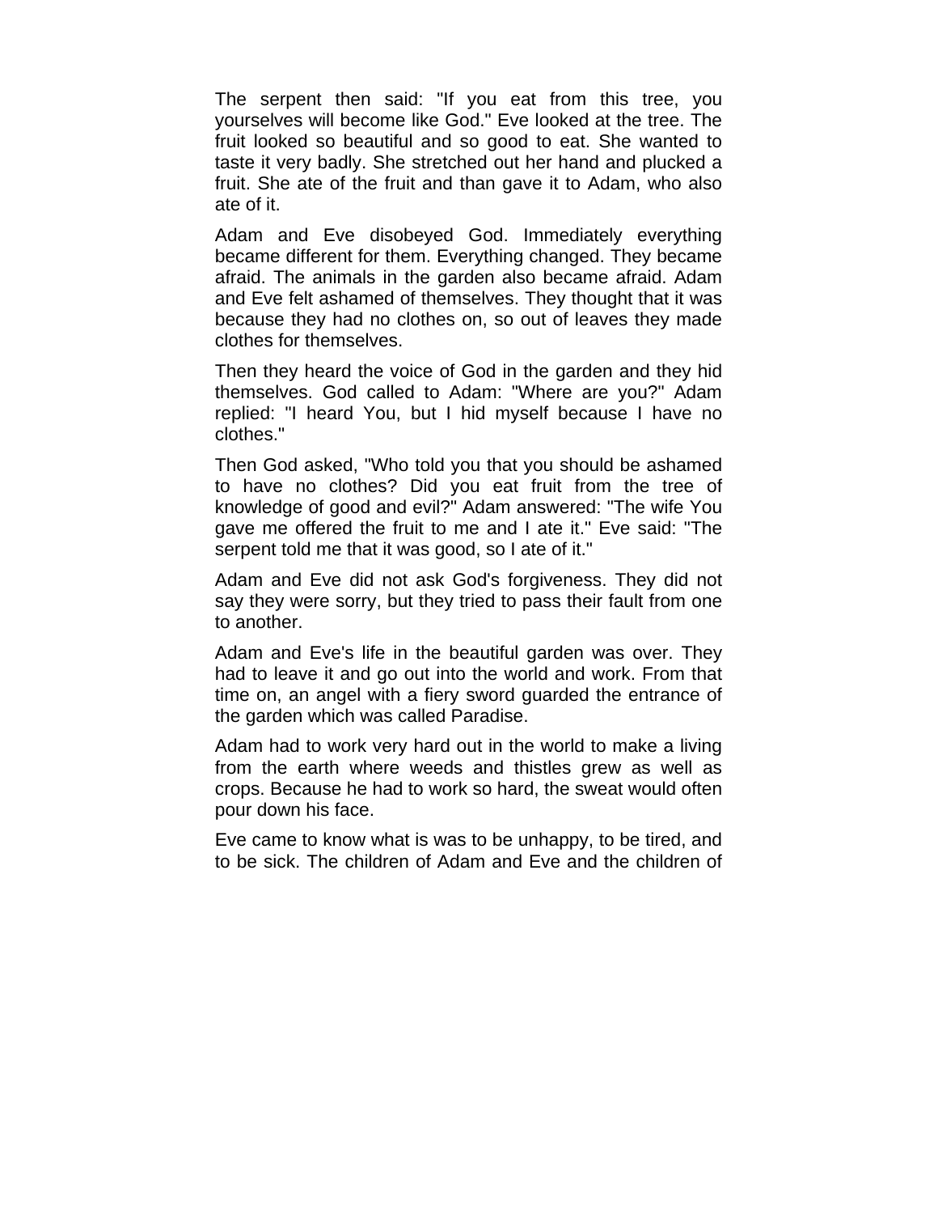The serpent then said: "If you eat from this tree, you yourselves will become like God." Eve looked at the tree. The fruit looked so beautiful and so good to eat. She wanted to taste it very badly. She stretched out her hand and plucked a fruit. She ate of the fruit and than gave it to Adam, who also ate of it.

Adam and Eve disobeyed God. Immediately everything became different for them. Everything changed. They became afraid. The animals in the garden also became afraid. Adam and Eve felt ashamed of themselves. They thought that it was because they had no clothes on, so out of leaves they made clothes for themselves.

Then they heard the voice of God in the garden and they hid themselves. God called to Adam: "Where are you?" Adam replied: "I heard You, but I hid myself because I have no clothes."

Then God asked, "Who told you that you should be ashamed to have no clothes? Did you eat fruit from the tree of knowledge of good and evil?" Adam answered: "The wife You gave me offered the fruit to me and I ate it." Eve said: "The serpent told me that it was good, so I ate of it."

Adam and Eve did not ask God's forgiveness. They did not say they were sorry, but they tried to pass their fault from one to another.

Adam and Eve's life in the beautiful garden was over. They had to leave it and go out into the world and work. From that time on, an angel with a fiery sword guarded the entrance of the garden which was called Paradise.

Adam had to work very hard out in the world to make a living from the earth where weeds and thistles grew as well as crops. Because he had to work so hard, the sweat would often pour down his face.

Eve came to know what is was to be unhappy, to be tired, and to be sick. The children of Adam and Eve and the children of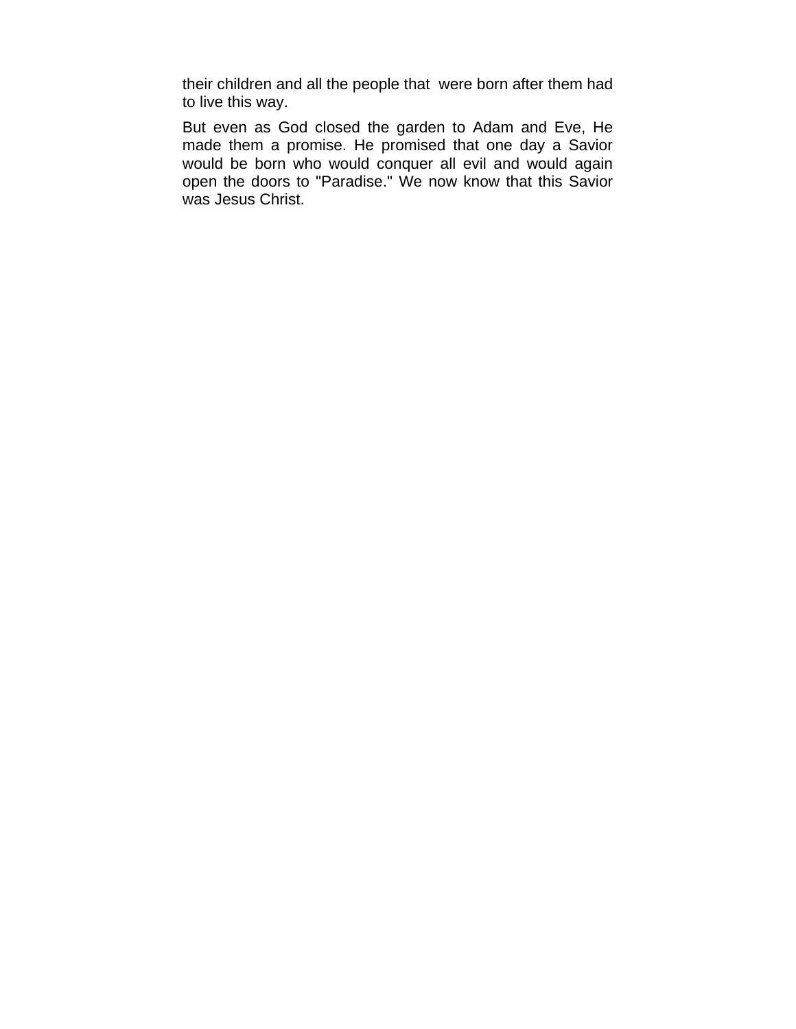their children and all the people that were born after them had to live this way.

But even as God closed the garden to Adam and Eve, He made them a promise. He promised that one day a Savior would be born who would conquer all evil and would again open the doors to "Paradise." We now know that this Savior was Jesus Christ.